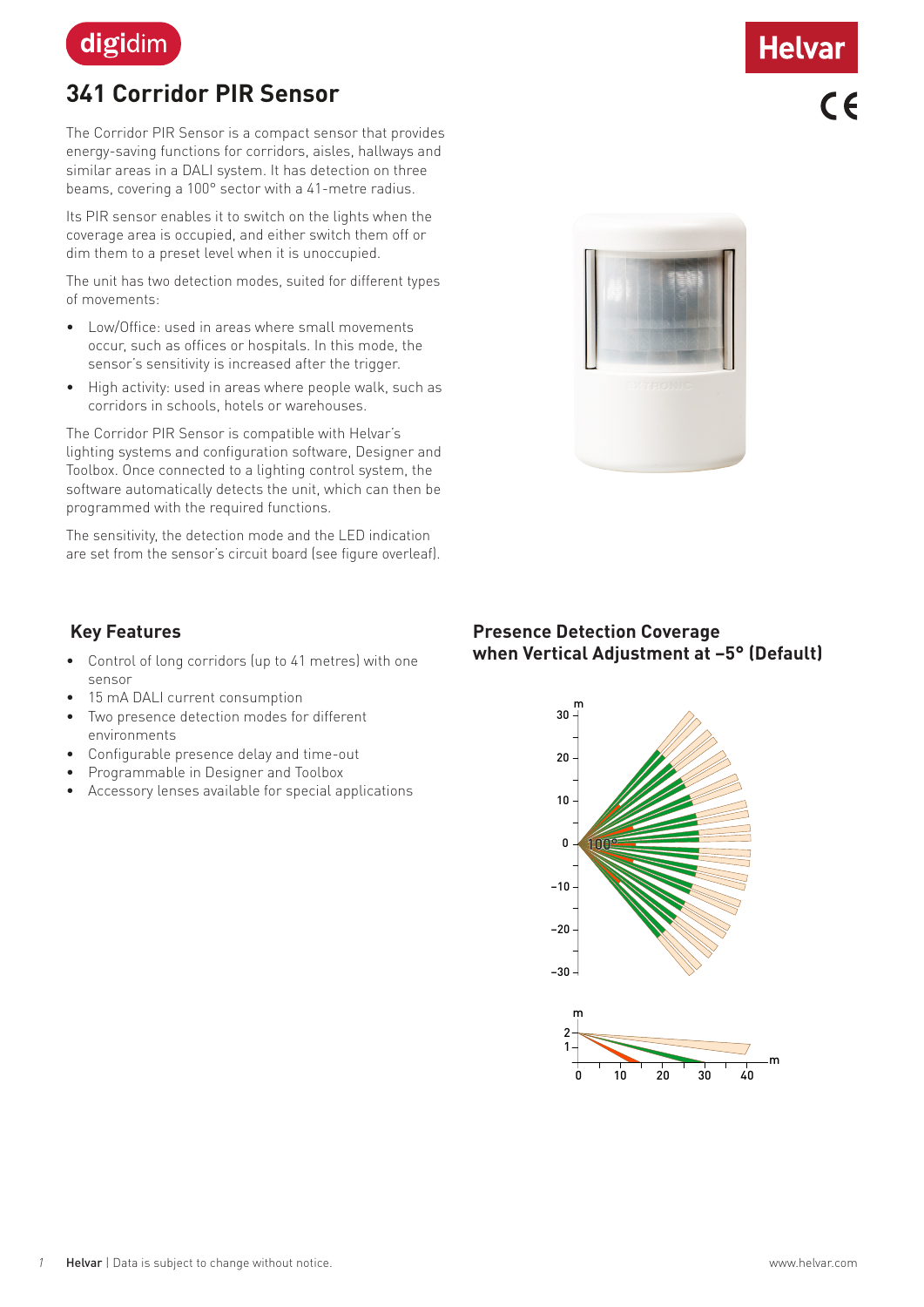digidim

# 341 Corridor PIR Sensor

Helvar

CE

The Corridor PIR Sensor is a compact sensor that provides energy-saving functions for corridors, aisles, hallways and similar areas in a DALI system. It has detection on three beams, covering a 100° sector with a 41-metre radius.

Its PIR sensor enables it to switch on the lights when the coverage area is occupied, and either switch them off or dim them to a preset level when it is unoccupied.

The unit has two detection modes, suited for different types of movements:

- Low/Office: used in areas where small movements occur, such as offices or hospitals. In this mode, the sensor's sensitivity is increased after the trigger.
- High activity: used in areas where people walk, such as corridors in schools, hotels or warehouses.

The Corridor PIR Sensor is compatible with Helvar's lighting systems and configuration software, Designer and Toolbox. Once connected to a lighting control system, the software automatically detects the unit, which can then be programmed with the required functions.

The sensitivity, the detection mode and the LED indication are set from the sensor's circuit board (see figure overleaf).

## Key Features

- Control of long corridors (up to 41 metres) with one sensor
- 15 mA DALI current consumption
- Two presence detection modes for different environments
- Configurable presence delay and time-out
- Programmable in Designer and Toolbox
- Accessory lenses available for special applications

## Presence Detection Coverage when Vertical Adjustment at –5° (Default)

m
30
20
10
0
100°
−10
−20
−30

m
2
1
0
10
20
30
40
m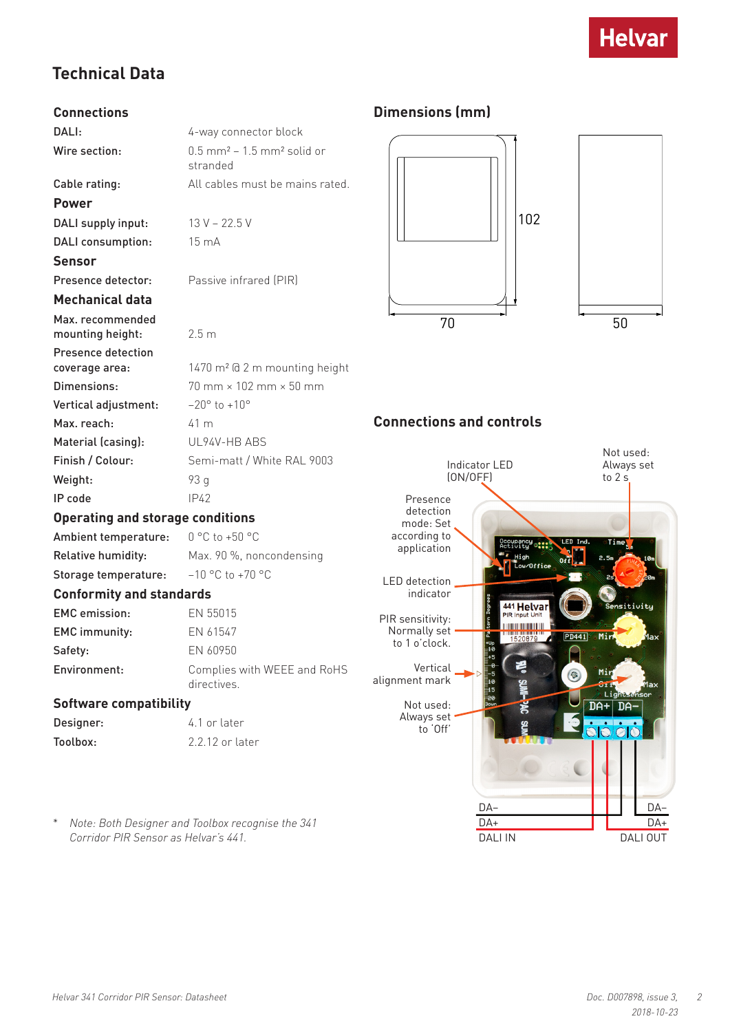## Technical Data

### Connections

| | |
|---|---|
| DALI: | 4-way connector block |
| Wire section: | 0.5 mm² – 1.5 mm² solid or stranded |
| Cable rating: | All cables must be mains rated. |

### Power

| | |
|---|---|
| DALI supply input: | 13 V – 22.5 V |
| DALI consumption: | 15 mA |

### Sensor

| | |
|---|---|
| Presence detector: | Passive infrared (PIR) |

### Mechanical data

| | |
|---|---|
| Max. recommended mounting height: | 2.5 m |
| Presence detection coverage area: | 1470 m² @ 2 m mounting height |
| Dimensions: | 70 mm × 102 mm × 50 mm |
| Vertical adjustment: | –20° to +10° |
| Max. reach: | 41 m |
| Material (casing): | UL94V-HB ABS |
| Finish / Colour: | Semi-matt / White RAL 9003 |
| Weight: | 93 g |
| IP code | IP42 |

### Operating and storage conditions

| | |
|---|---|
| Ambient temperature: | 0 °C to +50 °C |
| Relative humidity: | Max. 90 %, noncondensing |
| Storage temperature: | –10 °C to +70 °C |

### Conformity and standards

| | |
|---|---|
| EMC emission: | EN 55015 |
| EMC immunity: | EN 61547 |
| Safety: | EN 60950 |
| Environment: | Complies with WEEE and RoHS directives. |

### Software compatibility

| | |
|---|---|
| Designer: | 4.1 or later |
| Toolbox: | 2.2.12 or later |

\* *Note: Both Designer and Toolbox recognise the 341 Corridor PIR Sensor as Helvar's 441.*

### Dimensions (mm)

102

70

50

### Connections and controls

Indicator LED (ON/OFF)

Not used: Always set to 2 s

Presence detection mode: Set according to application

LED detection indicator

PIR sensitivity: Normally set to 1 o'clock.

Vertical alignment mark

Not used: Always set to 'Off'

DA– DA+ DALI IN

DA– DA+ DALI OUT